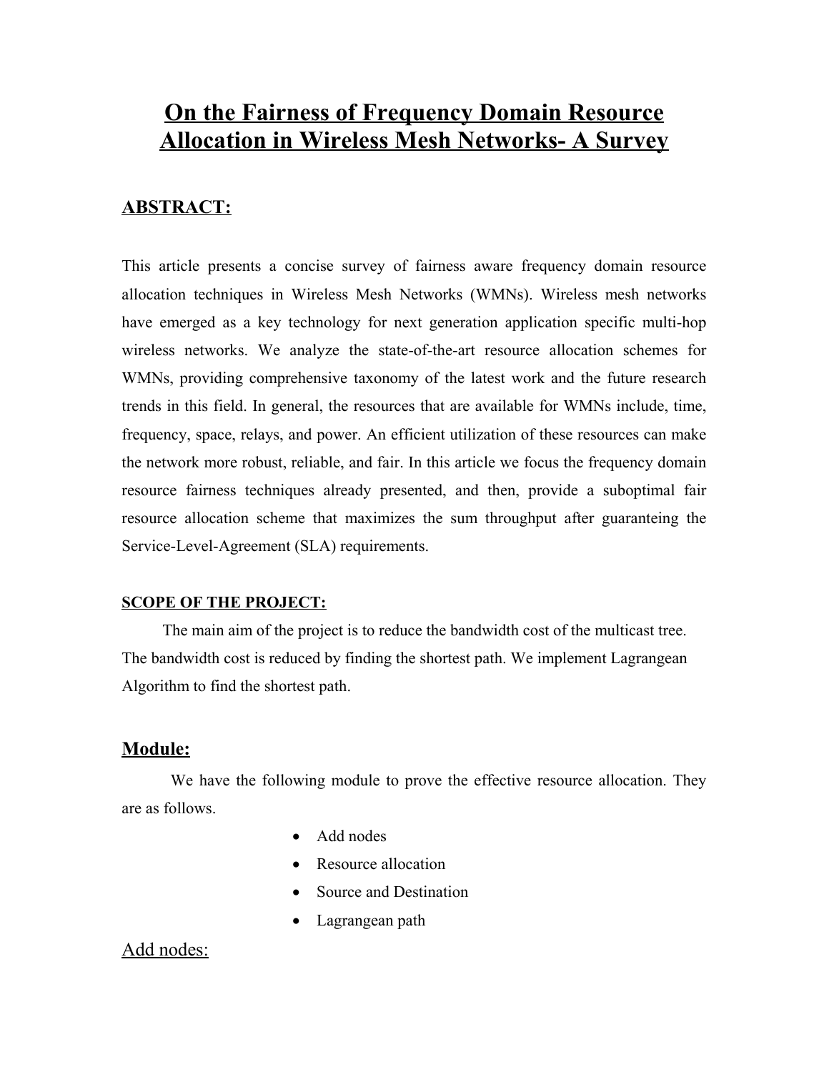# On the Fairness of Frequency Domain Resource Allocation in Wireless Mesh Networks- A Survey

## ABSTRACT:

This article presents a concise survey of fairness aware frequency domain resource allocation techniques in Wireless Mesh Networks (WMNs). Wireless mesh networks have emerged as a key technology for next generation application specific multi-hop wireless networks. We analyze the state-of-the-art resource allocation schemes for WMNs, providing comprehensive taxonomy of the latest work and the future research trends in this field. In general, the resources that are available for WMNs include, time, frequency, space, relays, and power. An efficient utilization of these resources can make the network more robust, reliable, and fair. In this article we focus the frequency domain resource fairness techniques already presented, and then, provide a suboptimal fair resource allocation scheme that maximizes the sum throughput after guaranteing the Service-Level-Agreement (SLA) requirements.

#### SCOPE OF THE PROJECT:

The main aim of the project is to reduce the bandwidth cost of the multicast tree. The bandwidth cost is reduced by finding the shortest path. We implement Lagrangean Algorithm to find the shortest path.

## Module:

We have the following module to prove the effective resource allocation. They are as follows.

- Add nodes
- Resource allocation
- Source and Destination
- Lagrangean path

## Add nodes: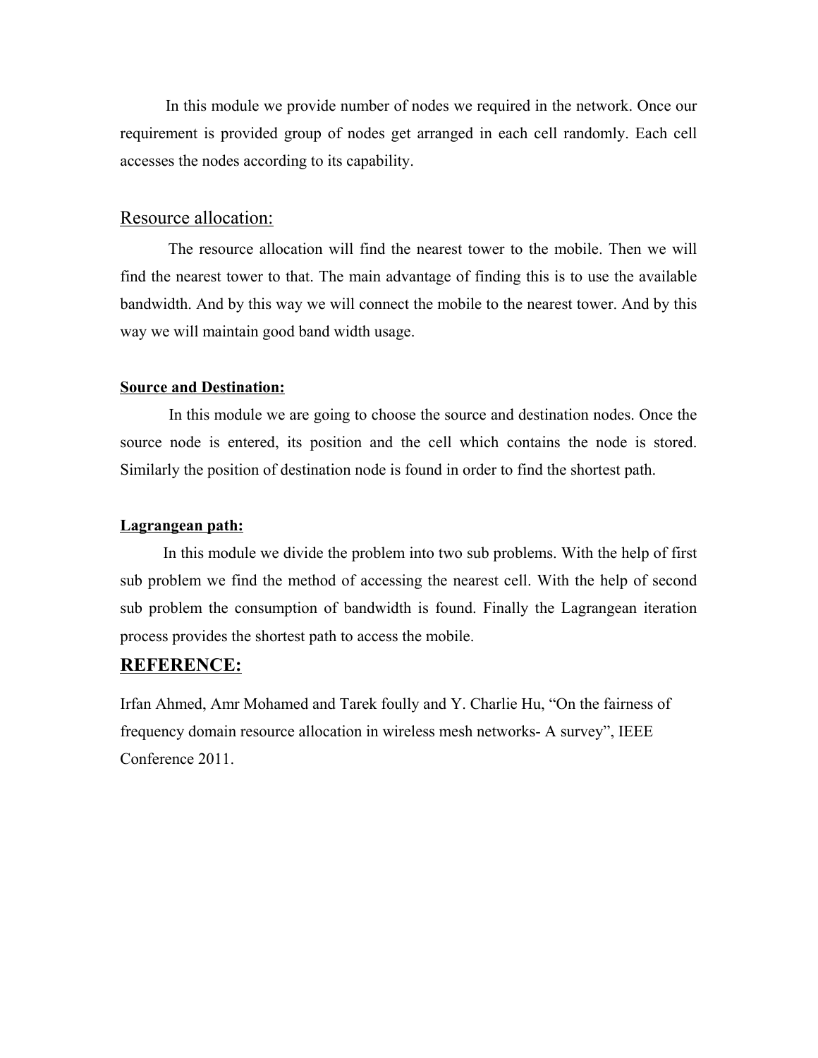In this module we provide number of nodes we required in the network. Once our requirement is provided group of nodes get arranged in each cell randomly. Each cell accesses the nodes according to its capability.

## Resource allocation:

The resource allocation will find the nearest tower to the mobile. Then we will find the nearest tower to that. The main advantage of finding this is to use the available bandwidth. And by this way we will connect the mobile to the nearest tower. And by this way we will maintain good band width usage.

### Source and Destination:

In this module we are going to choose the source and destination nodes. Once the source node is entered, its position and the cell which contains the node is stored. Similarly the position of destination node is found in order to find the shortest path.

### Lagrangean path:

In this module we divide the problem into two sub problems. With the help of first sub problem we find the method of accessing the nearest cell. With the help of second sub problem the consumption of bandwidth is found. Finally the Lagrangean iteration process provides the shortest path to access the mobile.

## REFERENCE:

Irfan Ahmed, Amr Mohamed and Tarek foully and Y. Charlie Hu, "On the fairness of frequency domain resource allocation in wireless mesh networks- A survey", IEEE Conference 2011.